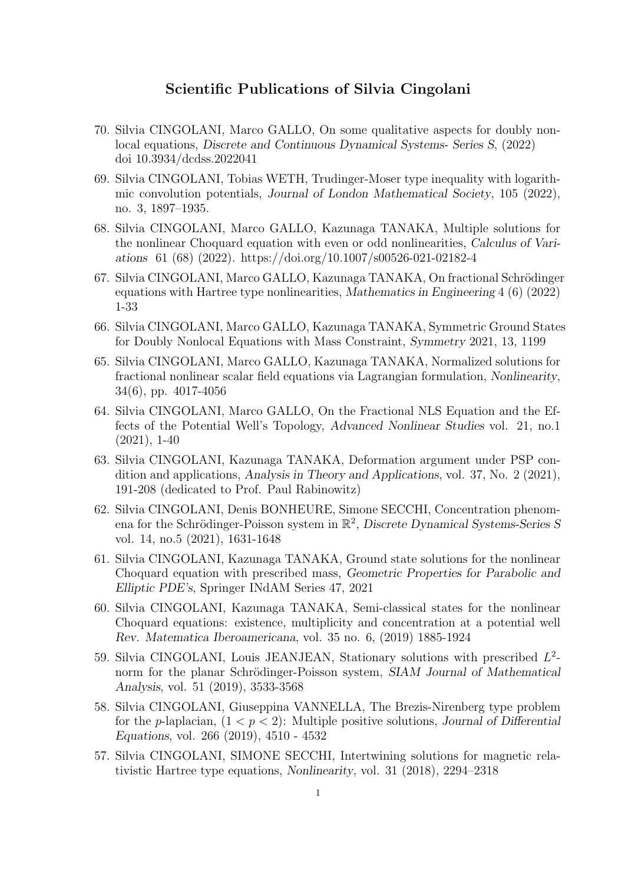# Scientific Publications of Silvia Cingolani

70. Silvia CINGOLANI, Marco GALLO, On some qualitative aspects for doubly nonlocal equations, *Discrete and Continuous Dynamical Systems- Series S*, (2022) doi 10.3934/dcdss.2022041
69. Silvia CINGOLANI, Tobias WETH, Trudinger-Moser type inequality with logarithmic convolution potentials, *Journal of London Mathematical Society*, 105 (2022), no. 3, 1897–1935.
68. Silvia CINGOLANI, Marco GALLO, Kazunaga TANAKA, Multiple solutions for the nonlinear Choquard equation with even or odd nonlinearities, *Calculus of Variations* 61 (68) (2022). https://doi.org/10.1007/s00526-021-02182-4
67. Silvia CINGOLANI, Marco GALLO, Kazunaga TANAKA, On fractional Schrödinger equations with Hartree type nonlinearities, *Mathematics in Engineering* 4 (6) (2022) 1-33
66. Silvia CINGOLANI, Marco GALLO, Kazunaga TANAKA, Symmetric Ground States for Doubly Nonlocal Equations with Mass Constraint, *Symmetry* 2021, 13, 1199
65. Silvia CINGOLANI, Marco GALLO, Kazunaga TANAKA, Normalized solutions for fractional nonlinear scalar field equations via Lagrangian formulation, *Nonlinearity*, 34(6), pp. 4017-4056
64. Silvia CINGOLANI, Marco GALLO, On the Fractional NLS Equation and the Effects of the Potential Well's Topology, *Advanced Nonlinear Studies* vol. 21, no.1 (2021), 1-40
63. Silvia CINGOLANI, Kazunaga TANAKA, Deformation argument under PSP condition and applications, *Analysis in Theory and Applications*, vol. 37, No. 2 (2021), 191-208 (dedicated to Prof. Paul Rabinowitz)
62. Silvia CINGOLANI, Denis BONHEURE, Simone SECCHI, Concentration phenomena for the Schrödinger-Poisson system in $\mathbb{R}^2$, *Discrete Dynamical Systems-Series S* vol. 14, no.5 (2021), 1631-1648
61. Silvia CINGOLANI, Kazunaga TANAKA, Ground state solutions for the nonlinear Choquard equation with prescribed mass, *Geometric Properties for Parabolic and Elliptic PDE's*, Springer INdAM Series 47, 2021
60. Silvia CINGOLANI, Kazunaga TANAKA, Semi-classical states for the nonlinear Choquard equations: existence, multiplicity and concentration at a potential well *Rev. Matematica Iberoamericana*, vol. 35 no. 6, (2019) 1885-1924
59. Silvia CINGOLANI, Louis JEANJEAN, Stationary solutions with prescribed $L^2$-norm for the planar Schrödinger-Poisson system, *SIAM Journal of Mathematical Analysis*, vol. 51 (2019), 3533-3568
58. Silvia CINGOLANI, Giuseppina VANNELLA, The Brezis-Nirenberg type problem for the $p$-laplacian, $(1 < p < 2)$: Multiple positive solutions, *Journal of Differential Equations*, vol. 266 (2019), 4510 - 4532
57. Silvia CINGOLANI, SIMONE SECCHI, Intertwining solutions for magnetic relativistic Hartree type equations, *Nonlinearity*, vol. 31 (2018), 2294–2318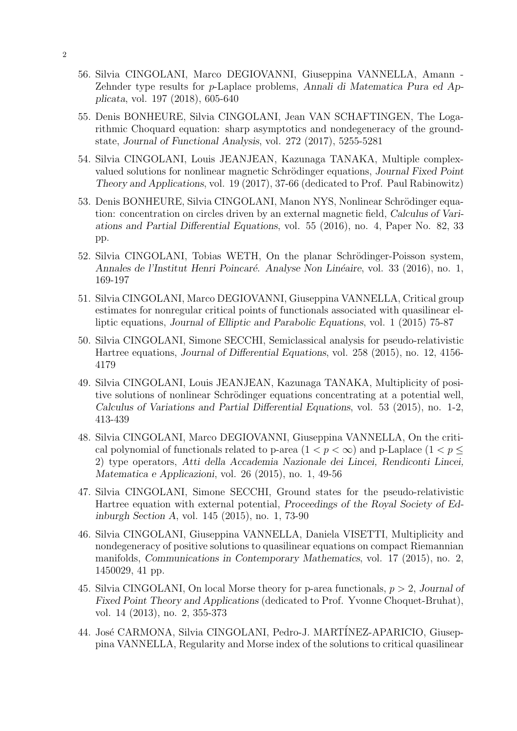56. Silvia CINGOLANI, Marco DEGIOVANNI, Giuseppina VANNELLA, Amann - Zehnder type results for $p$-Laplace problems, *Annali di Matematica Pura ed Applicata*, vol. 197 (2018), 605-640

55. Denis BONHEURE, Silvia CINGOLANI, Jean VAN SCHAFTINGEN, The Logarithmic Choquard equation: sharp asymptotics and nondegeneracy of the groundstate, *Journal of Functional Analysis*, vol. 272 (2017), 5255-5281

54. Silvia CINGOLANI, Louis JEANJEAN, Kazunaga TANAKA, Multiple complex-valued solutions for nonlinear magnetic Schrödinger equations, *Journal Fixed Point Theory and Applications*, vol. 19 (2017), 37-66 (dedicated to Prof. Paul Rabinowitz)

53. Denis BONHEURE, Silvia CINGOLANI, Manon NYS, Nonlinear Schrödinger equation: concentration on circles driven by an external magnetic field, *Calculus of Variations and Partial Differential Equations*, vol. 55 (2016), no. 4, Paper No. 82, 33 pp.

52. Silvia CINGOLANI, Tobias WETH, On the planar Schrödinger-Poisson system, *Annales de l'Institut Henri Poincaré. Analyse Non Linéaire*, vol. 33 (2016), no. 1, 169-197

51. Silvia CINGOLANI, Marco DEGIOVANNI, Giuseppina VANNELLA, Critical group estimates for nonregular critical points of functionals associated with quasilinear elliptic equations, *Journal of Elliptic and Parabolic Equations*, vol. 1 (2015) 75-87

50. Silvia CINGOLANI, Simone SECCHI, Semiclassical analysis for pseudo-relativistic Hartree equations, *Journal of Differential Equations*, vol. 258 (2015), no. 12, 4156-4179

49. Silvia CINGOLANI, Louis JEANJEAN, Kazunaga TANAKA, Multiplicity of positive solutions of nonlinear Schrödinger equations concentrating at a potential well, *Calculus of Variations and Partial Differential Equations*, vol. 53 (2015), no. 1-2, 413-439

48. Silvia CINGOLANI, Marco DEGIOVANNI, Giuseppina VANNELLA, On the critical polynomial of functionals related to p-area ($1 < p < \infty$) and p-Laplace ($1 < p \leq 2$) type operators, *Atti della Accademia Nazionale dei Lincei, Rendiconti Lincei, Matematica e Applicazioni*, vol. 26 (2015), no. 1, 49-56

47. Silvia CINGOLANI, Simone SECCHI, Ground states for the pseudo-relativistic Hartree equation with external potential, *Proceedings of the Royal Society of Edinburgh Section A*, vol. 145 (2015), no. 1, 73-90

46. Silvia CINGOLANI, Giuseppina VANNELLA, Daniela VISETTI, Multiplicity and nondegeneracy of positive solutions to quasilinear equations on compact Riemannian manifolds, *Communications in Contemporary Mathematics*, vol. 17 (2015), no. 2, 1450029, 41 pp.

45. Silvia CINGOLANI, On local Morse theory for p-area functionals, $p > 2$, *Journal of Fixed Point Theory and Applications* (dedicated to Prof. Yvonne Choquet-Bruhat), vol. 14 (2013), no. 2, 355-373

44. José CARMONA, Silvia CINGOLANI, Pedro-J. MARTÍNEZ-APARICIO, Giuseppina VANNELLA, Regularity and Morse index of the solutions to critical quasilinear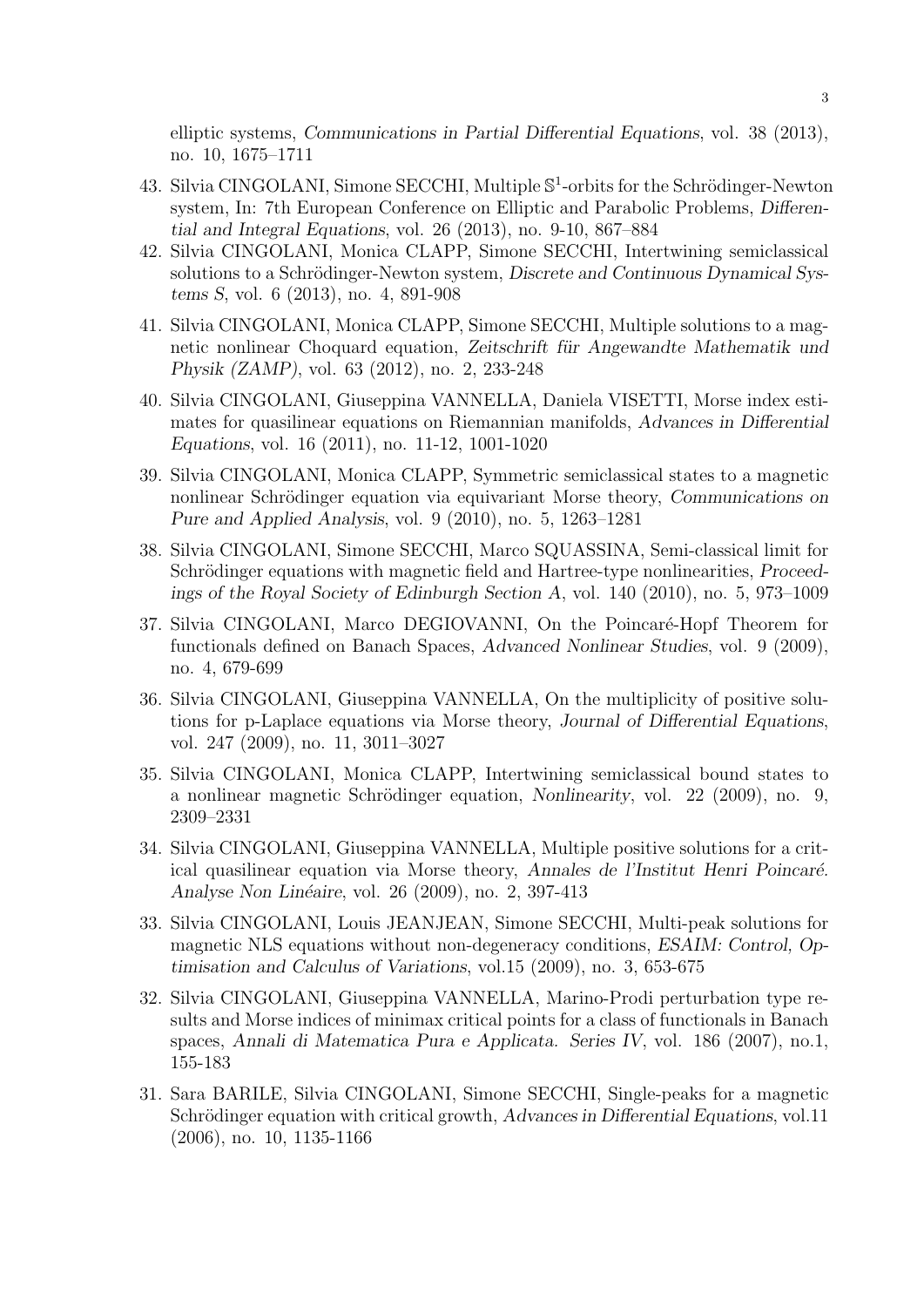elliptic systems, *Communications in Partial Differential Equations*, vol. 38 (2013), no. 10, 1675–1711

43. Silvia CINGOLANI, Simone SECCHI, Multiple $\mathbb{S}^1$-orbits for the Schrödinger-Newton system, In: 7th European Conference on Elliptic and Parabolic Problems, *Differential and Integral Equations*, vol. 26 (2013), no. 9-10, 867–884

42. Silvia CINGOLANI, Monica CLAPP, Simone SECCHI, Intertwining semiclassical solutions to a Schrödinger-Newton system, *Discrete and Continuous Dynamical Systems S*, vol. 6 (2013), no. 4, 891-908

41. Silvia CINGOLANI, Monica CLAPP, Simone SECCHI, Multiple solutions to a magnetic nonlinear Choquard equation, *Zeitschrift für Angewandte Mathematik und Physik (ZAMP)*, vol. 63 (2012), no. 2, 233-248

40. Silvia CINGOLANI, Giuseppina VANNELLA, Daniela VISETTI, Morse index estimates for quasilinear equations on Riemannian manifolds, *Advances in Differential Equations*, vol. 16 (2011), no. 11-12, 1001-1020

39. Silvia CINGOLANI, Monica CLAPP, Symmetric semiclassical states to a magnetic nonlinear Schrödinger equation via equivariant Morse theory, *Communications on Pure and Applied Analysis*, vol. 9 (2010), no. 5, 1263–1281

38. Silvia CINGOLANI, Simone SECCHI, Marco SQUASSINA, Semi-classical limit for Schrödinger equations with magnetic field and Hartree-type nonlinearities, *Proceedings of the Royal Society of Edinburgh Section A*, vol. 140 (2010), no. 5, 973–1009

37. Silvia CINGOLANI, Marco DEGIOVANNI, On the Poincaré-Hopf Theorem for functionals defined on Banach Spaces, *Advanced Nonlinear Studies*, vol. 9 (2009), no. 4, 679-699

36. Silvia CINGOLANI, Giuseppina VANNELLA, On the multiplicity of positive solutions for p-Laplace equations via Morse theory, *Journal of Differential Equations*, vol. 247 (2009), no. 11, 3011–3027

35. Silvia CINGOLANI, Monica CLAPP, Intertwining semiclassical bound states to a nonlinear magnetic Schrödinger equation, *Nonlinearity*, vol. 22 (2009), no. 9, 2309–2331

34. Silvia CINGOLANI, Giuseppina VANNELLA, Multiple positive solutions for a critical quasilinear equation via Morse theory, *Annales de l'Institut Henri Poincaré. Analyse Non Linéaire*, vol. 26 (2009), no. 2, 397-413

33. Silvia CINGOLANI, Louis JEANJEAN, Simone SECCHI, Multi-peak solutions for magnetic NLS equations without non-degeneracy conditions, *ESAIM: Control, Optimisation and Calculus of Variations*, vol.15 (2009), no. 3, 653-675

32. Silvia CINGOLANI, Giuseppina VANNELLA, Marino-Prodi perturbation type results and Morse indices of minimax critical points for a class of functionals in Banach spaces, *Annali di Matematica Pura e Applicata. Series IV*, vol. 186 (2007), no.1, 155-183

31. Sara BARILE, Silvia CINGOLANI, Simone SECCHI, Single-peaks for a magnetic Schrödinger equation with critical growth, *Advances in Differential Equations*, vol.11 (2006), no. 10, 1135-1166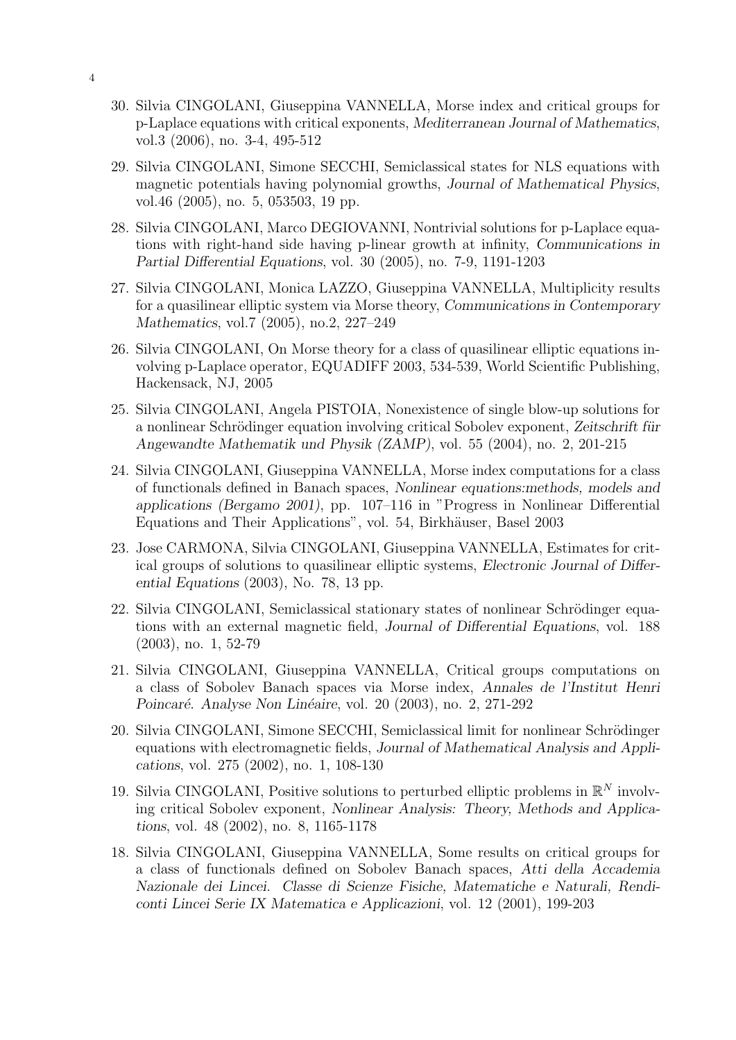30. Silvia CINGOLANI, Giuseppina VANNELLA, Morse index and critical groups for p-Laplace equations with critical exponents, *Mediterranean Journal of Mathematics*, vol.3 (2006), no. 3-4, 495-512

29. Silvia CINGOLANI, Simone SECCHI, Semiclassical states for NLS equations with magnetic potentials having polynomial growths, *Journal of Mathematical Physics*, vol.46 (2005), no. 5, 053503, 19 pp.

28. Silvia CINGOLANI, Marco DEGIOVANNI, Nontrivial solutions for p-Laplace equations with right-hand side having p-linear growth at infinity, *Communications in Partial Differential Equations*, vol. 30 (2005), no. 7-9, 1191-1203

27. Silvia CINGOLANI, Monica LAZZO, Giuseppina VANNELLA, Multiplicity results for a quasilinear elliptic system via Morse theory, *Communications in Contemporary Mathematics*, vol.7 (2005), no.2, 227–249

26. Silvia CINGOLANI, On Morse theory for a class of quasilinear elliptic equations involving p-Laplace operator, EQUADIFF 2003, 534-539, World Scientific Publishing, Hackensack, NJ, 2005

25. Silvia CINGOLANI, Angela PISTOIA, Nonexistence of single blow-up solutions for a nonlinear Schrödinger equation involving critical Sobolev exponent, *Zeitschrift für Angewandte Mathematik und Physik (ZAMP)*, vol. 55 (2004), no. 2, 201-215

24. Silvia CINGOLANI, Giuseppina VANNELLA, Morse index computations for a class of functionals defined in Banach spaces, *Nonlinear equations:methods, models and applications (Bergamo 2001)*, pp. 107–116 in "Progress in Nonlinear Differential Equations and Their Applications", vol. 54, Birkhäuser, Basel 2003

23. Jose CARMONA, Silvia CINGOLANI, Giuseppina VANNELLA, Estimates for critical groups of solutions to quasilinear elliptic systems, *Electronic Journal of Differential Equations* (2003), No. 78, 13 pp.

22. Silvia CINGOLANI, Semiclassical stationary states of nonlinear Schrödinger equations with an external magnetic field, *Journal of Differential Equations*, vol. 188 (2003), no. 1, 52-79

21. Silvia CINGOLANI, Giuseppina VANNELLA, Critical groups computations on a class of Sobolev Banach spaces via Morse index, *Annales de l'Institut Henri Poincaré. Analyse Non Linéaire*, vol. 20 (2003), no. 2, 271-292

20. Silvia CINGOLANI, Simone SECCHI, Semiclassical limit for nonlinear Schrödinger equations with electromagnetic fields, *Journal of Mathematical Analysis and Applications*, vol. 275 (2002), no. 1, 108-130

19. Silvia CINGOLANI, Positive solutions to perturbed elliptic problems in $\mathbb{R}^N$ involving critical Sobolev exponent, *Nonlinear Analysis: Theory, Methods and Applications*, vol. 48 (2002), no. 8, 1165-1178

18. Silvia CINGOLANI, Giuseppina VANNELLA, Some results on critical groups for a class of functionals defined on Sobolev Banach spaces, *Atti della Accademia Nazionale dei Lincei. Classe di Scienze Fisiche, Matematiche e Naturali, Rendiconti Lincei Serie IX Matematica e Applicazioni*, vol. 12 (2001), 199-203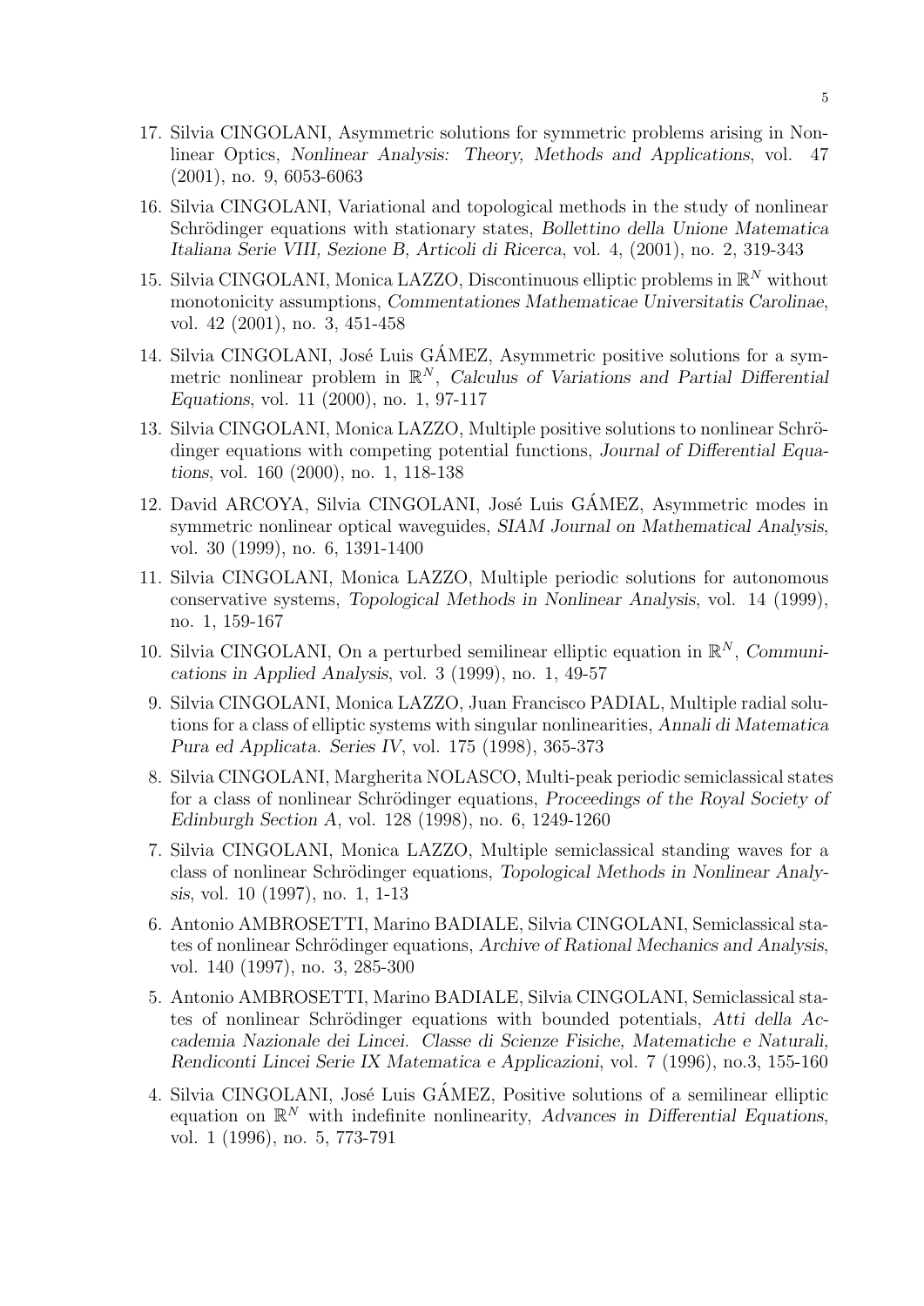17. Silvia CINGOLANI, Asymmetric solutions for symmetric problems arising in Nonlinear Optics, *Nonlinear Analysis: Theory, Methods and Applications*, vol. 47 (2001), no. 9, 6053-6063

16. Silvia CINGOLANI, Variational and topological methods in the study of nonlinear Schrödinger equations with stationary states, *Bollettino della Unione Matematica Italiana Serie VIII, Sezione B, Articoli di Ricerca*, vol. 4, (2001), no. 2, 319-343

15. Silvia CINGOLANI, Monica LAZZO, Discontinuous elliptic problems in $\mathbb{R}^N$ without monotonicity assumptions, *Commentationes Mathematicae Universitatis Carolinae*, vol. 42 (2001), no. 3, 451-458

14. Silvia CINGOLANI, José Luis GÁMEZ, Asymmetric positive solutions for a symmetric nonlinear problem in $\mathbb{R}^N$, *Calculus of Variations and Partial Differential Equations*, vol. 11 (2000), no. 1, 97-117

13. Silvia CINGOLANI, Monica LAZZO, Multiple positive solutions to nonlinear Schrödinger equations with competing potential functions, *Journal of Differential Equations*, vol. 160 (2000), no. 1, 118-138

12. David ARCOYA, Silvia CINGOLANI, José Luis GÁMEZ, Asymmetric modes in symmetric nonlinear optical waveguides, *SIAM Journal on Mathematical Analysis*, vol. 30 (1999), no. 6, 1391-1400

11. Silvia CINGOLANI, Monica LAZZO, Multiple periodic solutions for autonomous conservative systems, *Topological Methods in Nonlinear Analysis*, vol. 14 (1999), no. 1, 159-167

10. Silvia CINGOLANI, On a perturbed semilinear elliptic equation in $\mathbb{R}^N$, *Communications in Applied Analysis*, vol. 3 (1999), no. 1, 49-57

9. Silvia CINGOLANI, Monica LAZZO, Juan Francisco PADIAL, Multiple radial solutions for a class of elliptic systems with singular nonlinearities, *Annali di Matematica Pura ed Applicata. Series IV*, vol. 175 (1998), 365-373

8. Silvia CINGOLANI, Margherita NOLASCO, Multi-peak periodic semiclassical states for a class of nonlinear Schrödinger equations, *Proceedings of the Royal Society of Edinburgh Section A*, vol. 128 (1998), no. 6, 1249-1260

7. Silvia CINGOLANI, Monica LAZZO, Multiple semiclassical standing waves for a class of nonlinear Schrödinger equations, *Topological Methods in Nonlinear Analysis*, vol. 10 (1997), no. 1, 1-13

6. Antonio AMBROSETTI, Marino BADIALE, Silvia CINGOLANI, Semiclassical states of nonlinear Schrödinger equations, *Archive of Rational Mechanics and Analysis*, vol. 140 (1997), no. 3, 285-300

5. Antonio AMBROSETTI, Marino BADIALE, Silvia CINGOLANI, Semiclassical states of nonlinear Schrödinger equations with bounded potentials, *Atti della Accademia Nazionale dei Lincei. Classe di Scienze Fisiche, Matematiche e Naturali, Rendiconti Lincei Serie IX Matematica e Applicazioni*, vol. 7 (1996), no.3, 155-160

4. Silvia CINGOLANI, José Luis GÁMEZ, Positive solutions of a semilinear elliptic equation on $\mathbb{R}^N$ with indefinite nonlinearity, *Advances in Differential Equations*, vol. 1 (1996), no. 5, 773-791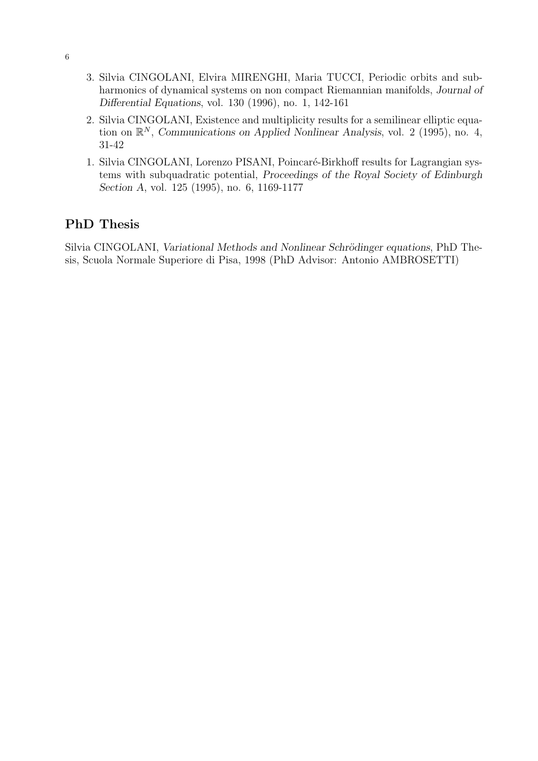3. Silvia CINGOLANI, Elvira MIRENGHI, Maria TUCCI, Periodic orbits and subharmonics of dynamical systems on non compact Riemannian manifolds, *Journal of Differential Equations*, vol. 130 (1996), no. 1, 142-161

2. Silvia CINGOLANI, Existence and multiplicity results for a semilinear elliptic equation on $\mathbb{R}^N$, *Communications on Applied Nonlinear Analysis*, vol. 2 (1995), no. 4, 31-42

1. Silvia CINGOLANI, Lorenzo PISANI, Poincaré-Birkhoff results for Lagrangian systems with subquadratic potential, *Proceedings of the Royal Society of Edinburgh Section A*, vol. 125 (1995), no. 6, 1169-1177

## PhD Thesis

Silvia CINGOLANI, *Variational Methods and Nonlinear Schrödinger equations*, PhD Thesis, Scuola Normale Superiore di Pisa, 1998 (PhD Advisor: Antonio AMBROSETTI)